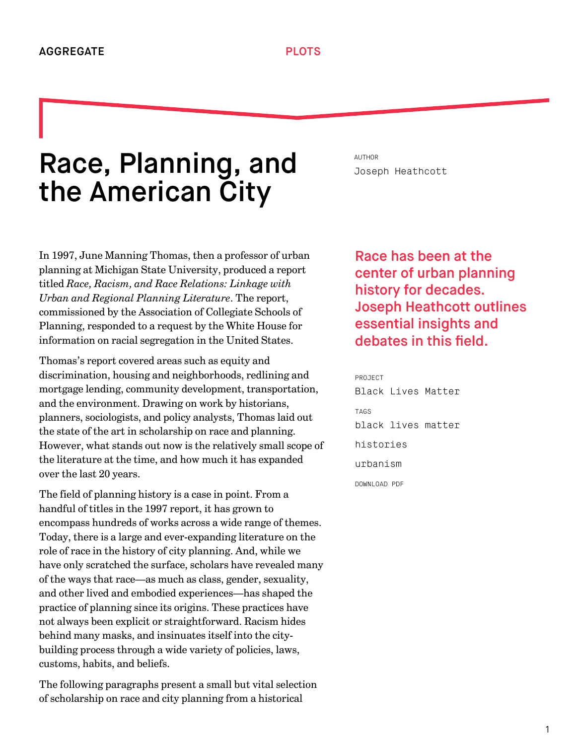AGGREGATE

PLOTS

# Race, Planning, and the American City

AUTHOR

Joseph Heathcott

Race has been at the center of urban planning history for decades. Joseph Heathcott outlines essential insights and debates in this field.

PROJECT

Black Lives Matter

TAGS

black lives matter

histories

urbanism

DOWNLOAD PDF

In 1997, June Manning Thomas, then a professor of urban planning at Michigan State University, produced a report titled *Race, Racism, and Race Relations: Linkage with Urban and Regional Planning Literature*. The report, commissioned by the Association of Collegiate Schools of Planning, responded to a request by the White House for information on racial segregation in the United States.

Thomas's report covered areas such as equity and discrimination, housing and neighborhoods, redlining and mortgage lending, community development, transportation, and the environment. Drawing on work by historians, planners, sociologists, and policy analysts, Thomas laid out the state of the art in scholarship on race and planning. However, what stands out now is the relatively small scope of the literature at the time, and how much it has expanded over the last 20 years.

The field of planning history is a case in point. From a handful of titles in the 1997 report, it has grown to encompass hundreds of works across a wide range of themes. Today, there is a large and ever-expanding literature on the role of race in the history of city planning. And, while we have only scratched the surface, scholars have revealed many of the ways that race—as much as class, gender, sexuality, and other lived and embodied experiences—has shaped the practice of planning since its origins. These practices have not always been explicit or straightforward. Racism hides behind many masks, and insinuates itself into the city-building process through a wide variety of policies, laws, customs, habits, and beliefs.

The following paragraphs present a small but vital selection of scholarship on race and city planning from a historical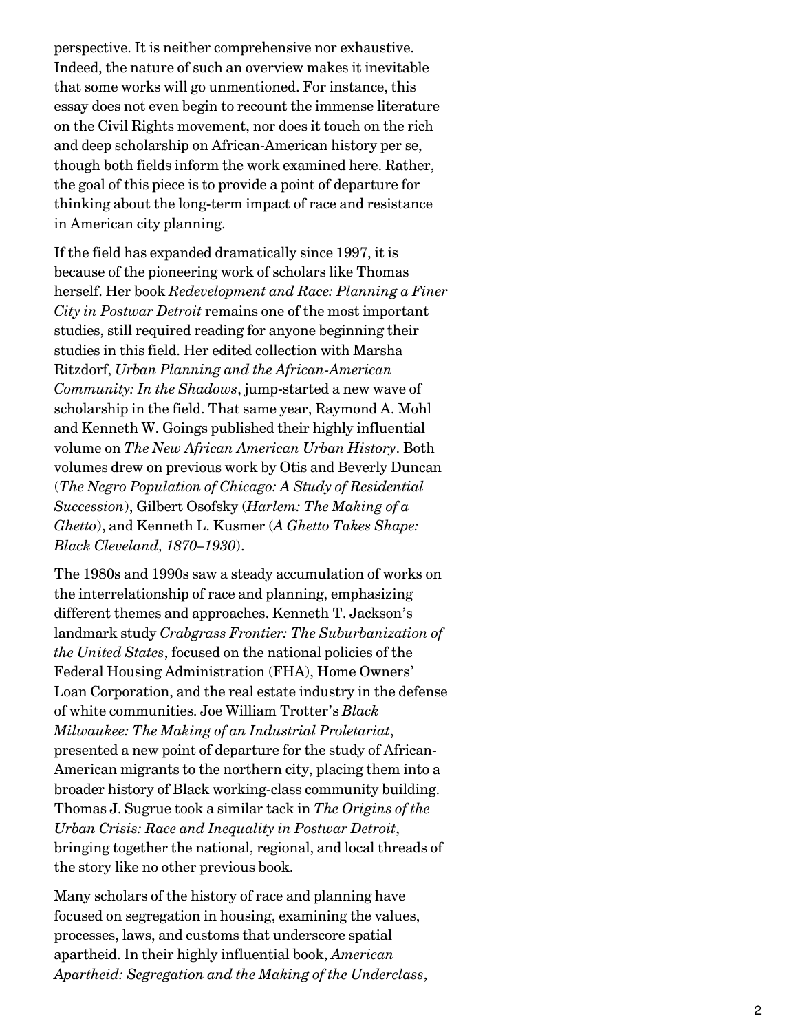perspective. It is neither comprehensive nor exhaustive. Indeed, the nature of such an overview makes it inevitable that some works will go unmentioned. For instance, this essay does not even begin to recount the immense literature on the Civil Rights movement, nor does it touch on the rich and deep scholarship on African-American history per se, though both fields inform the work examined here. Rather, the goal of this piece is to provide a point of departure for thinking about the long-term impact of race and resistance in American city planning.

If the field has expanded dramatically since 1997, it is because of the pioneering work of scholars like Thomas herself. Her book *Redevelopment and Race: Planning a Finer City in Postwar Detroit* remains one of the most important studies, still required reading for anyone beginning their studies in this field. Her edited collection with Marsha Ritzdorf, *Urban Planning and the African-American Community: In the Shadows*, jump-started a new wave of scholarship in the field. That same year, Raymond A. Mohl and Kenneth W. Goings published their highly influential volume on *The New African American Urban History*. Both volumes drew on previous work by Otis and Beverly Duncan (*The Negro Population of Chicago: A Study of Residential Succession*), Gilbert Osofsky (*Harlem: The Making of a Ghetto*), and Kenneth L. Kusmer (*A Ghetto Takes Shape: Black Cleveland, 1870–1930*).

The 1980s and 1990s saw a steady accumulation of works on the interrelationship of race and planning, emphasizing different themes and approaches. Kenneth T. Jackson's landmark study *Crabgrass Frontier: The Suburbanization of the United States*, focused on the national policies of the Federal Housing Administration (FHA), Home Owners' Loan Corporation, and the real estate industry in the defense of white communities. Joe William Trotter's *Black Milwaukee: The Making of an Industrial Proletariat*, presented a new point of departure for the study of African-American migrants to the northern city, placing them into a broader history of Black working-class community building. Thomas J. Sugrue took a similar tack in *The Origins of the Urban Crisis: Race and Inequality in Postwar Detroit*, bringing together the national, regional, and local threads of the story like no other previous book.

Many scholars of the history of race and planning have focused on segregation in housing, examining the values, processes, laws, and customs that underscore spatial apartheid. In their highly influential book, *American Apartheid: Segregation and the Making of the Underclass*,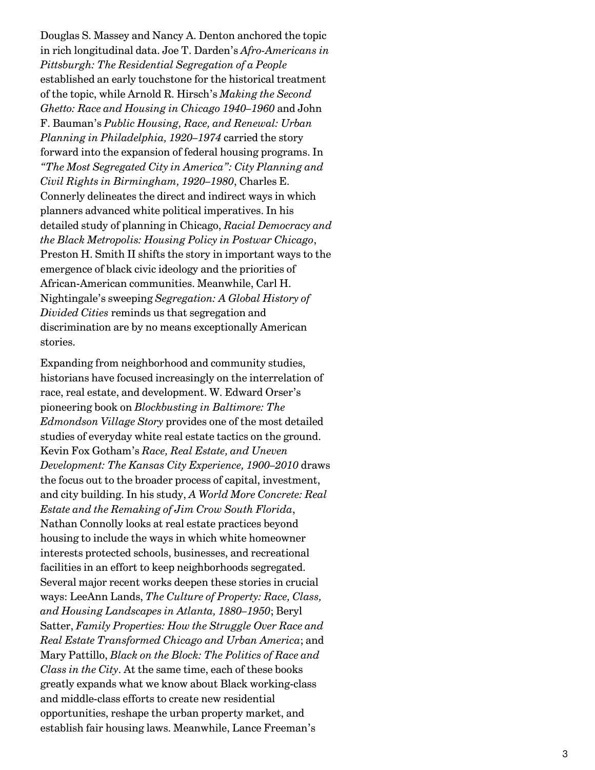Douglas S. Massey and Nancy A. Denton anchored the topic in rich longitudinal data. Joe T. Darden's *Afro-Americans in Pittsburgh: The Residential Segregation of a People* established an early touchstone for the historical treatment of the topic, while Arnold R. Hirsch's *Making the Second Ghetto: Race and Housing in Chicago 1940–1960* and John F. Bauman's *Public Housing, Race, and Renewal: Urban Planning in Philadelphia, 1920–1974* carried the story forward into the expansion of federal housing programs. In *"The Most Segregated City in America": City Planning and Civil Rights in Birmingham, 1920–1980*, Charles E. Connerly delineates the direct and indirect ways in which planners advanced white political imperatives. In his detailed study of planning in Chicago, *Racial Democracy and the Black Metropolis: Housing Policy in Postwar Chicago*, Preston H. Smith II shifts the story in important ways to the emergence of black civic ideology and the priorities of African-American communities. Meanwhile, Carl H. Nightingale's sweeping *Segregation: A Global History of Divided Cities* reminds us that segregation and discrimination are by no means exceptionally American stories.

Expanding from neighborhood and community studies, historians have focused increasingly on the interrelation of race, real estate, and development. W. Edward Orser's pioneering book on *Blockbusting in Baltimore: The Edmondson Village Story* provides one of the most detailed studies of everyday white real estate tactics on the ground. Kevin Fox Gotham's *Race, Real Estate, and Uneven Development: The Kansas City Experience, 1900–2010* draws the focus out to the broader process of capital, investment, and city building. In his study, *A World More Concrete: Real Estate and the Remaking of Jim Crow South Florida*, Nathan Connolly looks at real estate practices beyond housing to include the ways in which white homeowner interests protected schools, businesses, and recreational facilities in an effort to keep neighborhoods segregated. Several major recent works deepen these stories in crucial ways: LeeAnn Lands, *The Culture of Property: Race, Class, and Housing Landscapes in Atlanta, 1880–1950*; Beryl Satter, *Family Properties: How the Struggle Over Race and Real Estate Transformed Chicago and Urban America*; and Mary Pattillo, *Black on the Block: The Politics of Race and Class in the City*. At the same time, each of these books greatly expands what we know about Black working-class and middle-class efforts to create new residential opportunities, reshape the urban property market, and establish fair housing laws. Meanwhile, Lance Freeman's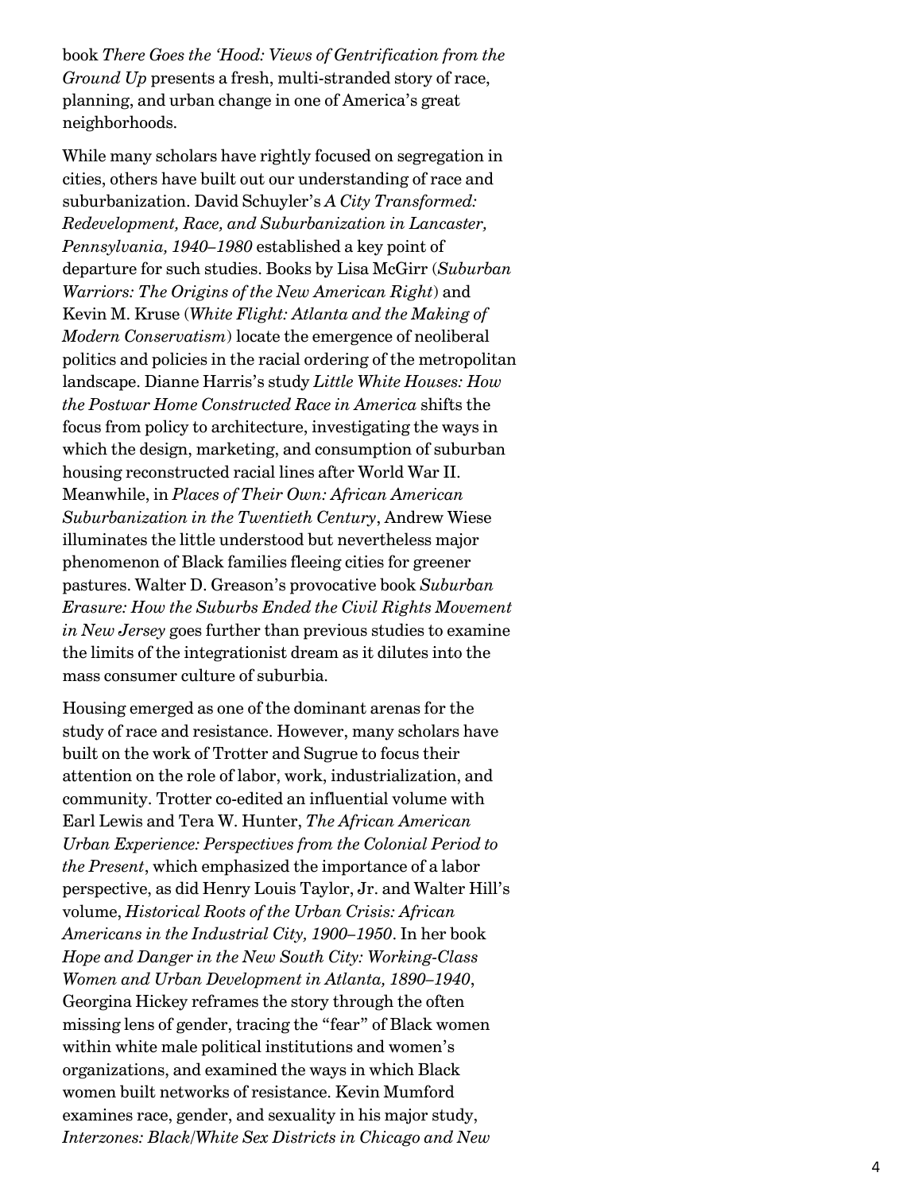book *There Goes the 'Hood: Views of Gentrification from the Ground Up* presents a fresh, multi-stranded story of race, planning, and urban change in one of America's great neighborhoods.

While many scholars have rightly focused on segregation in cities, others have built out our understanding of race and suburbanization. David Schuyler's *A City Transformed: Redevelopment, Race, and Suburbanization in Lancaster, Pennsylvania, 1940–1980* established a key point of departure for such studies. Books by Lisa McGirr (*Suburban Warriors: The Origins of the New American Right*) and Kevin M. Kruse (*White Flight: Atlanta and the Making of Modern Conservatism*) locate the emergence of neoliberal politics and policies in the racial ordering of the metropolitan landscape. Dianne Harris's study *Little White Houses: How the Postwar Home Constructed Race in America* shifts the focus from policy to architecture, investigating the ways in which the design, marketing, and consumption of suburban housing reconstructed racial lines after World War II. Meanwhile, in *Places of Their Own: African American Suburbanization in the Twentieth Century*, Andrew Wiese illuminates the little understood but nevertheless major phenomenon of Black families fleeing cities for greener pastures. Walter D. Greason's provocative book *Suburban Erasure: How the Suburbs Ended the Civil Rights Movement in New Jersey* goes further than previous studies to examine the limits of the integrationist dream as it dilutes into the mass consumer culture of suburbia.

Housing emerged as one of the dominant arenas for the study of race and resistance. However, many scholars have built on the work of Trotter and Sugrue to focus their attention on the role of labor, work, industrialization, and community. Trotter co-edited an influential volume with Earl Lewis and Tera W. Hunter, *The African American Urban Experience: Perspectives from the Colonial Period to the Present*, which emphasized the importance of a labor perspective, as did Henry Louis Taylor, Jr. and Walter Hill's volume, *Historical Roots of the Urban Crisis: African Americans in the Industrial City, 1900–1950*. In her book *Hope and Danger in the New South City: Working-Class Women and Urban Development in Atlanta, 1890–1940*, Georgina Hickey reframes the story through the often missing lens of gender, tracing the "fear" of Black women within white male political institutions and women's organizations, and examined the ways in which Black women built networks of resistance. Kevin Mumford examines race, gender, and sexuality in his major study, *Interzones: Black/White Sex Districts in Chicago and New*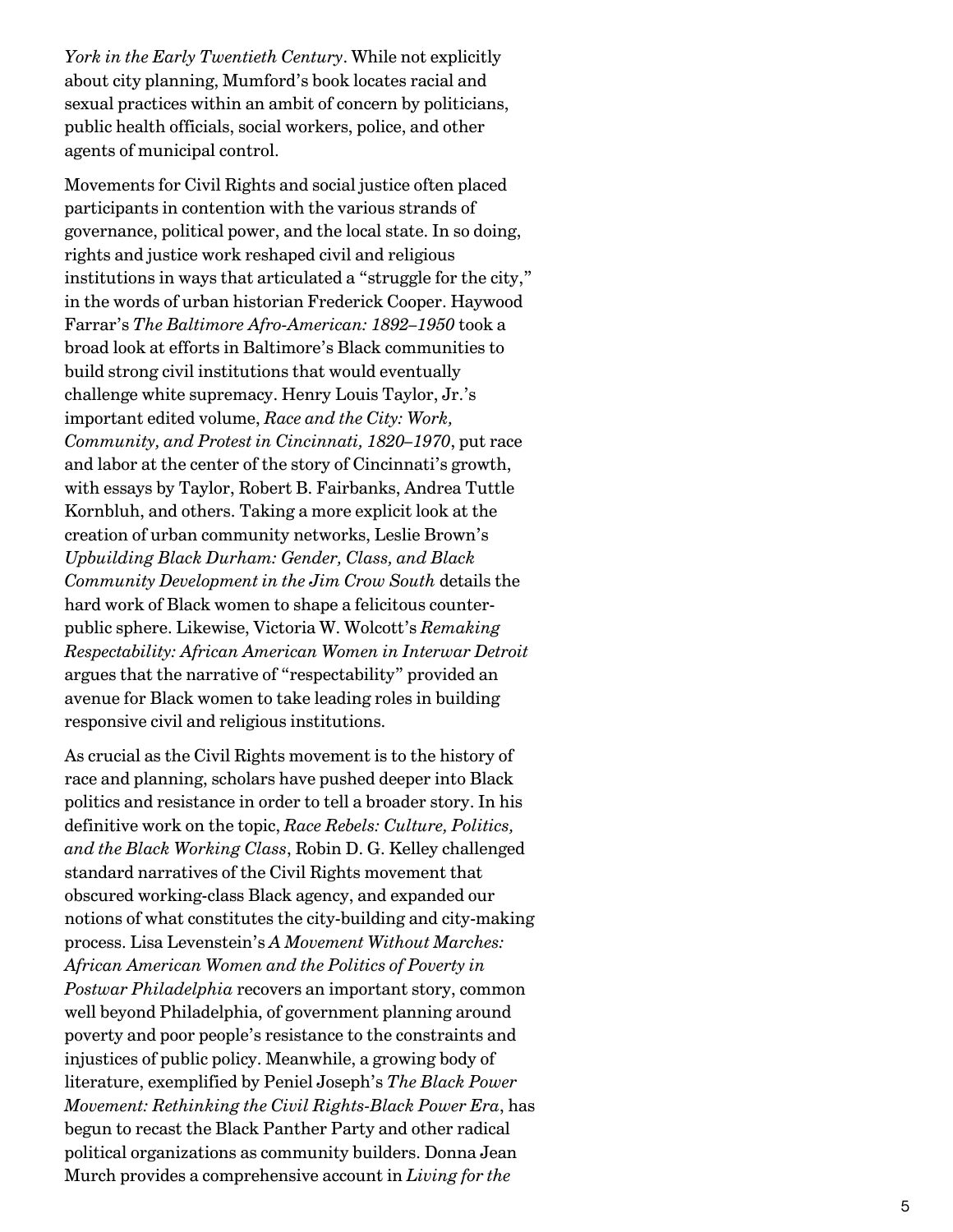*York in the Early Twentieth Century*. While not explicitly about city planning, Mumford's book locates racial and sexual practices within an ambit of concern by politicians, public health officials, social workers, police, and other agents of municipal control.

Movements for Civil Rights and social justice often placed participants in contention with the various strands of governance, political power, and the local state. In so doing, rights and justice work reshaped civil and religious institutions in ways that articulated a "struggle for the city," in the words of urban historian Frederick Cooper. Haywood Farrar's *The Baltimore Afro-American: 1892–1950* took a broad look at efforts in Baltimore's Black communities to build strong civil institutions that would eventually challenge white supremacy. Henry Louis Taylor, Jr.'s important edited volume, *Race and the City: Work, Community, and Protest in Cincinnati, 1820–1970*, put race and labor at the center of the story of Cincinnati's growth, with essays by Taylor, Robert B. Fairbanks, Andrea Tuttle Kornbluh, and others. Taking a more explicit look at the creation of urban community networks, Leslie Brown's *Upbuilding Black Durham: Gender, Class, and Black Community Development in the Jim Crow South* details the hard work of Black women to shape a felicitous counter-public sphere. Likewise, Victoria W. Wolcott's *Remaking Respectability: African American Women in Interwar Detroit* argues that the narrative of "respectability" provided an avenue for Black women to take leading roles in building responsive civil and religious institutions.

As crucial as the Civil Rights movement is to the history of race and planning, scholars have pushed deeper into Black politics and resistance in order to tell a broader story. In his definitive work on the topic, *Race Rebels: Culture, Politics, and the Black Working Class*, Robin D. G. Kelley challenged standard narratives of the Civil Rights movement that obscured working-class Black agency, and expanded our notions of what constitutes the city-building and city-making process. Lisa Levenstein's *A Movement Without Marches: African American Women and the Politics of Poverty in Postwar Philadelphia* recovers an important story, common well beyond Philadelphia, of government planning around poverty and poor people's resistance to the constraints and injustices of public policy. Meanwhile, a growing body of literature, exemplified by Peniel Joseph's *The Black Power Movement: Rethinking the Civil Rights-Black Power Era*, has begun to recast the Black Panther Party and other radical political organizations as community builders. Donna Jean Murch provides a comprehensive account in *Living for the*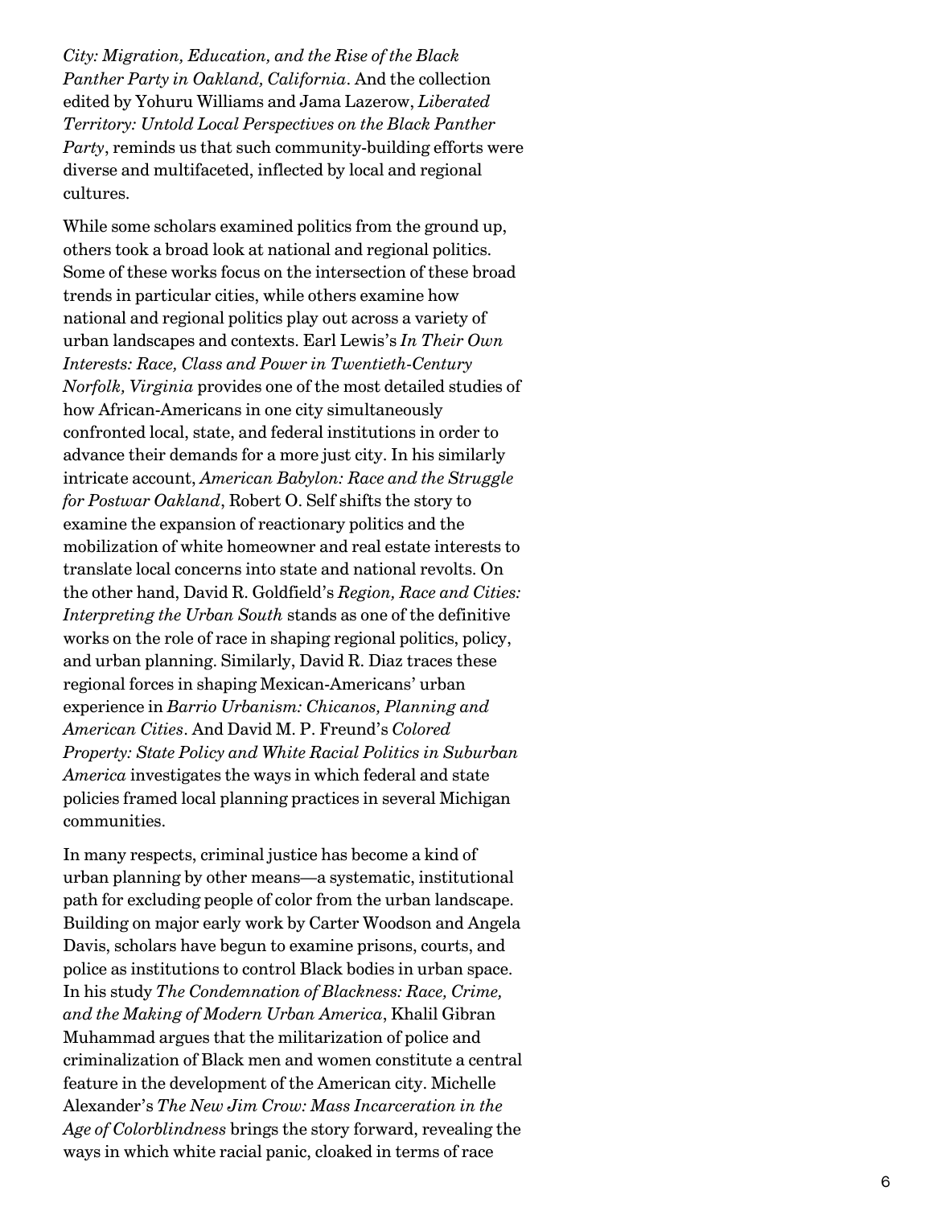*City: Migration, Education, and the Rise of the Black Panther Party in Oakland, California*. And the collection edited by Yohuru Williams and Jama Lazerow, *Liberated Territory: Untold Local Perspectives on the Black Panther Party*, reminds us that such community-building efforts were diverse and multifaceted, inflected by local and regional cultures.

While some scholars examined politics from the ground up, others took a broad look at national and regional politics. Some of these works focus on the intersection of these broad trends in particular cities, while others examine how national and regional politics play out across a variety of urban landscapes and contexts. Earl Lewis's *In Their Own Interests: Race, Class and Power in Twentieth-Century Norfolk, Virginia* provides one of the most detailed studies of how African-Americans in one city simultaneously confronted local, state, and federal institutions in order to advance their demands for a more just city. In his similarly intricate account, *American Babylon: Race and the Struggle for Postwar Oakland*, Robert O. Self shifts the story to examine the expansion of reactionary politics and the mobilization of white homeowner and real estate interests to translate local concerns into state and national revolts. On the other hand, David R. Goldfield's *Region, Race and Cities: Interpreting the Urban South* stands as one of the definitive works on the role of race in shaping regional politics, policy, and urban planning. Similarly, David R. Diaz traces these regional forces in shaping Mexican-Americans' urban experience in *Barrio Urbanism: Chicanos, Planning and American Cities*. And David M. P. Freund's *Colored Property: State Policy and White Racial Politics in Suburban America* investigates the ways in which federal and state policies framed local planning practices in several Michigan communities.

In many respects, criminal justice has become a kind of urban planning by other means—a systematic, institutional path for excluding people of color from the urban landscape. Building on major early work by Carter Woodson and Angela Davis, scholars have begun to examine prisons, courts, and police as institutions to control Black bodies in urban space. In his study *The Condemnation of Blackness: Race, Crime, and the Making of Modern Urban America*, Khalil Gibran Muhammad argues that the militarization of police and criminalization of Black men and women constitute a central feature in the development of the American city. Michelle Alexander's *The New Jim Crow: Mass Incarceration in the Age of Colorblindness* brings the story forward, revealing the ways in which white racial panic, cloaked in terms of race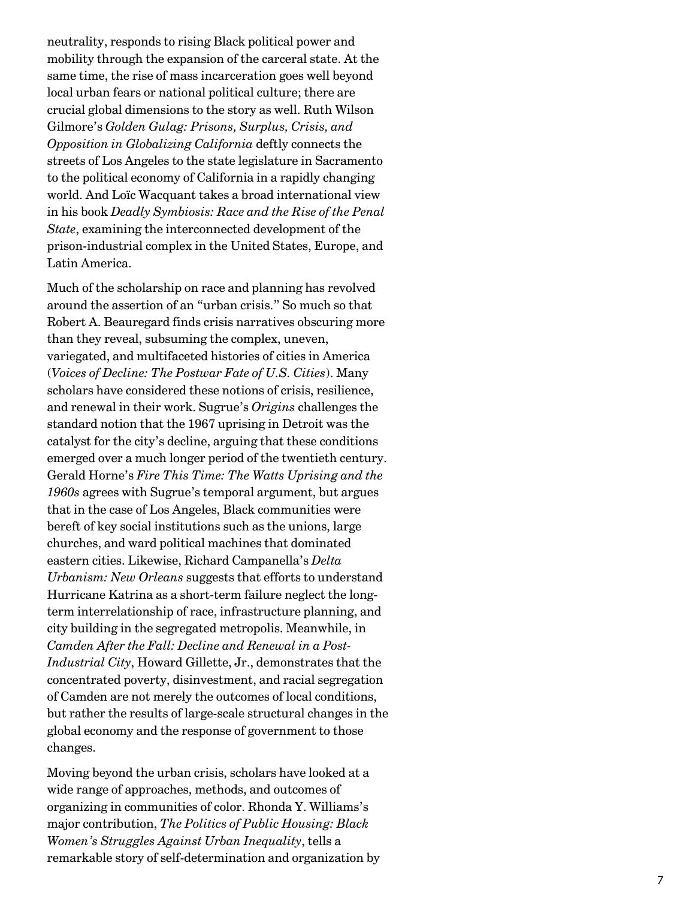neutrality, responds to rising Black political power and mobility through the expansion of the carceral state. At the same time, the rise of mass incarceration goes well beyond local urban fears or national political culture; there are crucial global dimensions to the story as well. Ruth Wilson Gilmore's *Golden Gulag: Prisons, Surplus, Crisis, and Opposition in Globalizing California* deftly connects the streets of Los Angeles to the state legislature in Sacramento to the political economy of California in a rapidly changing world. And Loïc Wacquant takes a broad international view in his book *Deadly Symbiosis: Race and the Rise of the Penal State*, examining the interconnected development of the prison-industrial complex in the United States, Europe, and Latin America.

Much of the scholarship on race and planning has revolved around the assertion of an "urban crisis." So much so that Robert A. Beauregard finds crisis narratives obscuring more than they reveal, subsuming the complex, uneven, variegated, and multifaceted histories of cities in America (*Voices of Decline: The Postwar Fate of U.S. Cities*). Many scholars have considered these notions of crisis, resilience, and renewal in their work. Sugrue's *Origins* challenges the standard notion that the 1967 uprising in Detroit was the catalyst for the city's decline, arguing that these conditions emerged over a much longer period of the twentieth century. Gerald Horne's *Fire This Time: The Watts Uprising and the 1960s* agrees with Sugrue's temporal argument, but argues that in the case of Los Angeles, Black communities were bereft of key social institutions such as the unions, large churches, and ward political machines that dominated eastern cities. Likewise, Richard Campanella's *Delta Urbanism: New Orleans* suggests that efforts to understand Hurricane Katrina as a short-term failure neglect the long-term interrelationship of race, infrastructure planning, and city building in the segregated metropolis. Meanwhile, in *Camden After the Fall: Decline and Renewal in a Post-Industrial City*, Howard Gillette, Jr., demonstrates that the concentrated poverty, disinvestment, and racial segregation of Camden are not merely the outcomes of local conditions, but rather the results of large-scale structural changes in the global economy and the response of government to those changes.

Moving beyond the urban crisis, scholars have looked at a wide range of approaches, methods, and outcomes of organizing in communities of color. Rhonda Y. Williams's major contribution, *The Politics of Public Housing: Black Women's Struggles Against Urban Inequality*, tells a remarkable story of self-determination and organization by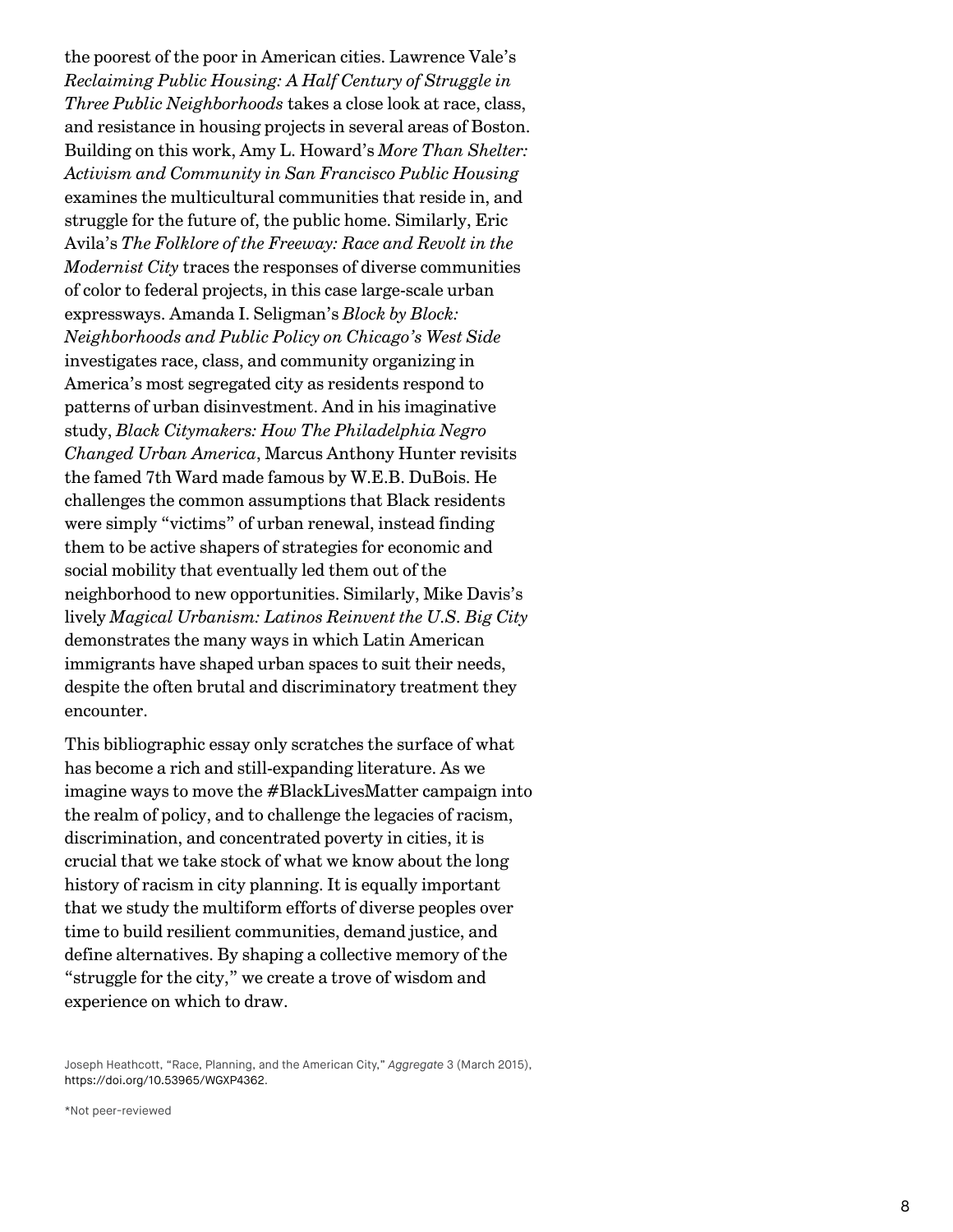the poorest of the poor in American cities. Lawrence Vale's *Reclaiming Public Housing: A Half Century of Struggle in Three Public Neighborhoods* takes a close look at race, class, and resistance in housing projects in several areas of Boston. Building on this work, Amy L. Howard's *More Than Shelter: Activism and Community in San Francisco Public Housing* examines the multicultural communities that reside in, and struggle for the future of, the public home. Similarly, Eric Avila's *The Folklore of the Freeway: Race and Revolt in the Modernist City* traces the responses of diverse communities of color to federal projects, in this case large-scale urban expressways. Amanda I. Seligman's *Block by Block: Neighborhoods and Public Policy on Chicago's West Side* investigates race, class, and community organizing in America's most segregated city as residents respond to patterns of urban disinvestment. And in his imaginative study, *Black Citymakers: How The Philadelphia Negro Changed Urban America*, Marcus Anthony Hunter revisits the famed 7th Ward made famous by W.E.B. DuBois. He challenges the common assumptions that Black residents were simply "victims" of urban renewal, instead finding them to be active shapers of strategies for economic and social mobility that eventually led them out of the neighborhood to new opportunities. Similarly, Mike Davis's lively *Magical Urbanism: Latinos Reinvent the U.S. Big City* demonstrates the many ways in which Latin American immigrants have shaped urban spaces to suit their needs, despite the often brutal and discriminatory treatment they encounter.

This bibliographic essay only scratches the surface of what has become a rich and still-expanding literature. As we imagine ways to move the #BlackLivesMatter campaign into the realm of policy, and to challenge the legacies of racism, discrimination, and concentrated poverty in cities, it is crucial that we take stock of what we know about the long history of racism in city planning. It is equally important that we study the multiform efforts of diverse peoples over time to build resilient communities, demand justice, and define alternatives. By shaping a collective memory of the "struggle for the city," we create a trove of wisdom and experience on which to draw.

Joseph Heathcott, "Race, Planning, and the American City," *Aggregate* 3 (March 2015), https://doi.org/10.53965/WGXP4362.

*Not peer-reviewed